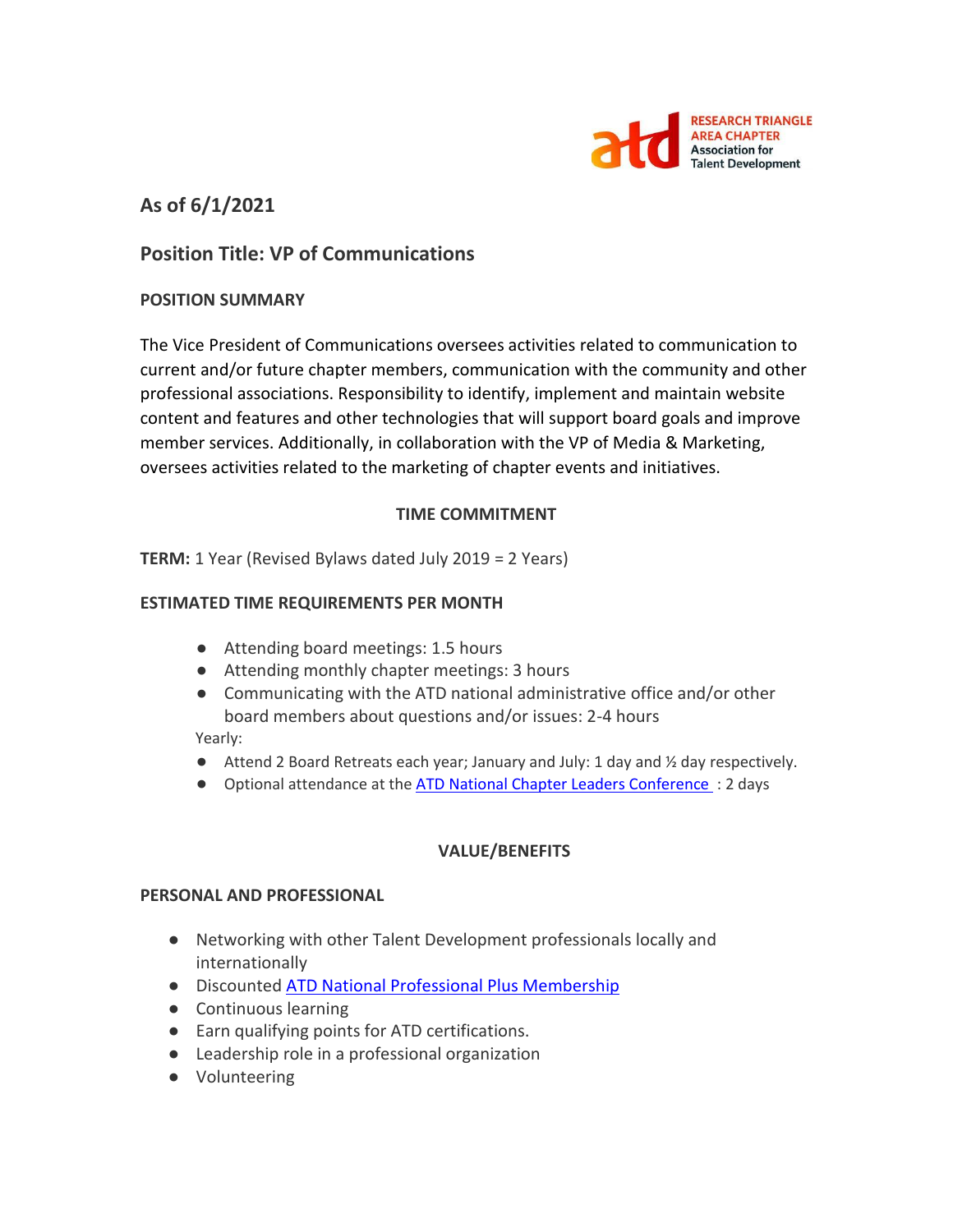RESEARCH TRIANGLE AREA CHAPTER
Association for Talent Development

## As of 6/1/2021

## Position Title: VP of Communications

### POSITION SUMMARY

The Vice President of Communications oversees activities related to communication to current and/or future chapter members, communication with the community and other professional associations. Responsibility to identify, implement and maintain website content and features and other technologies that will support board goals and improve member services. Additionally, in collaboration with the VP of Media & Marketing, oversees activities related to the marketing of chapter events and initiatives.

### TIME COMMITMENT

**TERM:** 1 Year (Revised Bylaws dated July 2019 = 2 Years)

### ESTIMATED TIME REQUIREMENTS PER MONTH

- Attending board meetings: 1.5 hours
- Attending monthly chapter meetings: 3 hours
- Communicating with the ATD national administrative office and/or other board members about questions and/or issues: 2-4 hours

Yearly:

- Attend 2 Board Retreats each year; January and July: 1 day and ½ day respectively.
- Optional attendance at the ATD National Chapter Leaders Conference : 2 days

### VALUE/BENEFITS

### PERSONAL AND PROFESSIONAL

- Networking with other Talent Development professionals locally and internationally
- Discounted ATD National Professional Plus Membership
- Continuous learning
- Earn qualifying points for ATD certifications.
- Leadership role in a professional organization
- Volunteering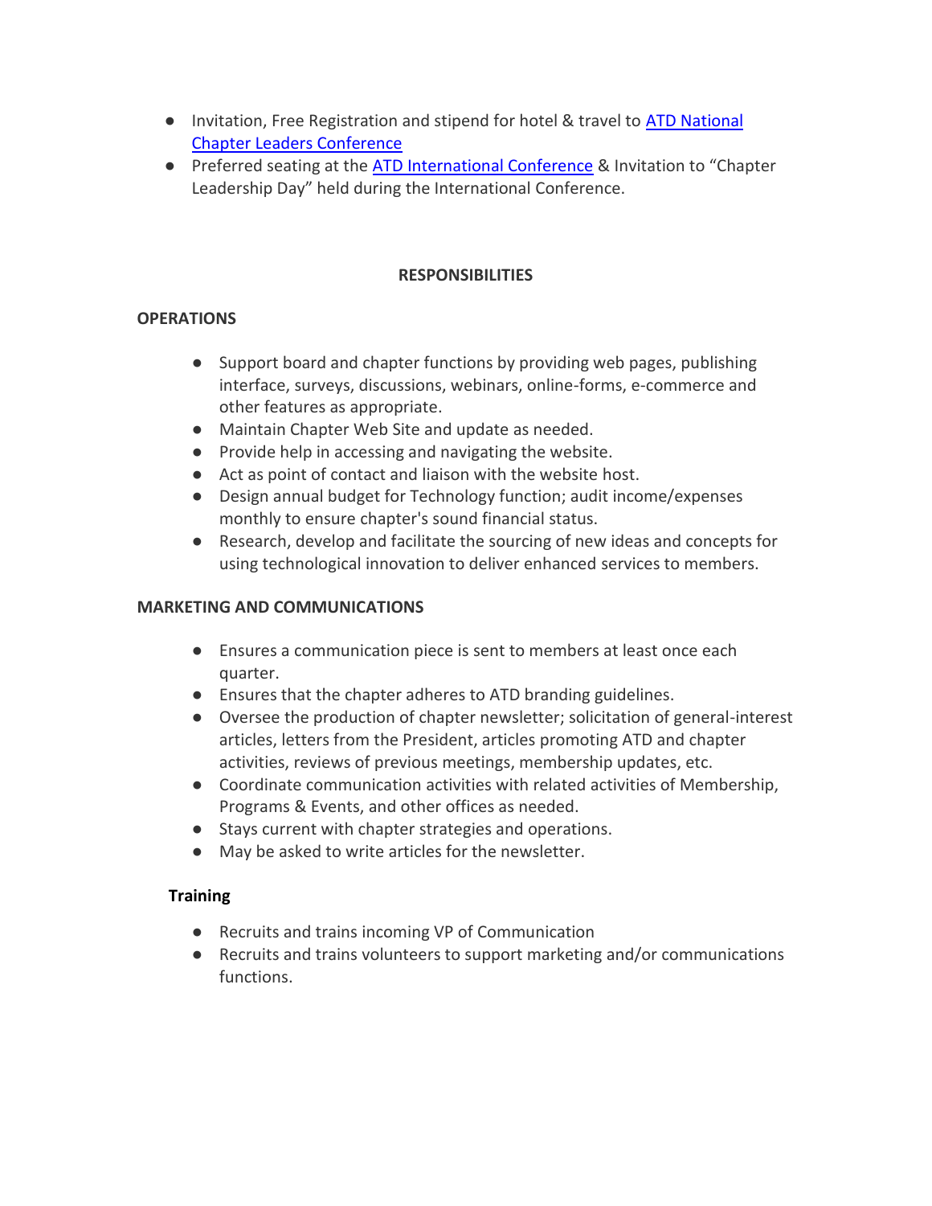- Invitation, Free Registration and stipend for hotel & travel to [ATD National Chapter Leaders Conference]
- Preferred seating at the [ATD International Conference] & Invitation to "Chapter Leadership Day" held during the International Conference.

## RESPONSIBILITIES

### OPERATIONS

- Support board and chapter functions by providing web pages, publishing interface, surveys, discussions, webinars, online-forms, e-commerce and other features as appropriate.
- Maintain Chapter Web Site and update as needed.
- Provide help in accessing and navigating the website.
- Act as point of contact and liaison with the website host.
- Design annual budget for Technology function; audit income/expenses monthly to ensure chapter's sound financial status.
- Research, develop and facilitate the sourcing of new ideas and concepts for using technological innovation to deliver enhanced services to members.

### MARKETING AND COMMUNICATIONS

- Ensures a communication piece is sent to members at least once each quarter.
- Ensures that the chapter adheres to ATD branding guidelines.
- Oversee the production of chapter newsletter; solicitation of general-interest articles, letters from the President, articles promoting ATD and chapter activities, reviews of previous meetings, membership updates, etc.
- Coordinate communication activities with related activities of Membership, Programs & Events, and other offices as needed.
- Stays current with chapter strategies and operations.
- May be asked to write articles for the newsletter.

### Training

- Recruits and trains incoming VP of Communication
- Recruits and trains volunteers to support marketing and/or communications functions.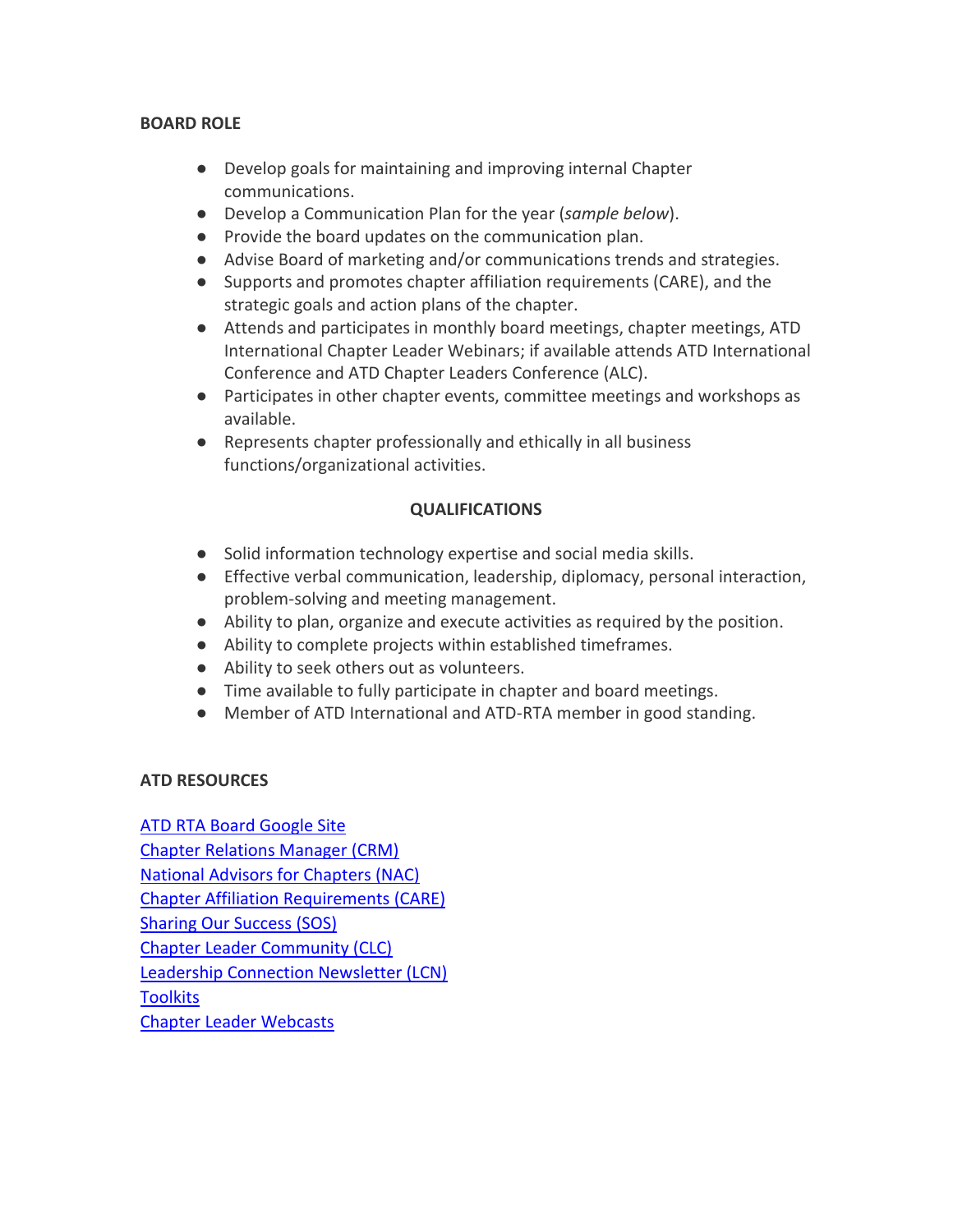**BOARD ROLE**

- Develop goals for maintaining and improving internal Chapter communications.
- Develop a Communication Plan for the year (*sample below*).
- Provide the board updates on the communication plan.
- Advise Board of marketing and/or communications trends and strategies.
- Supports and promotes chapter affiliation requirements (CARE), and the strategic goals and action plans of the chapter.
- Attends and participates in monthly board meetings, chapter meetings, ATD International Chapter Leader Webinars; if available attends ATD International Conference and ATD Chapter Leaders Conference (ALC).
- Participates in other chapter events, committee meetings and workshops as available.
- Represents chapter professionally and ethically in all business functions/organizational activities.

**QUALIFICATIONS**

- Solid information technology expertise and social media skills.
- Effective verbal communication, leadership, diplomacy, personal interaction, problem-solving and meeting management.
- Ability to plan, organize and execute activities as required by the position.
- Ability to complete projects within established timeframes.
- Ability to seek others out as volunteers.
- Time available to fully participate in chapter and board meetings.
- Member of ATD International and ATD-RTA member in good standing.

**ATD RESOURCES**

ATD RTA Board Google Site
Chapter Relations Manager (CRM)
National Advisors for Chapters (NAC)
Chapter Affiliation Requirements (CARE)
Sharing Our Success (SOS)
Chapter Leader Community (CLC)
Leadership Connection Newsletter (LCN)
Toolkits
Chapter Leader Webcasts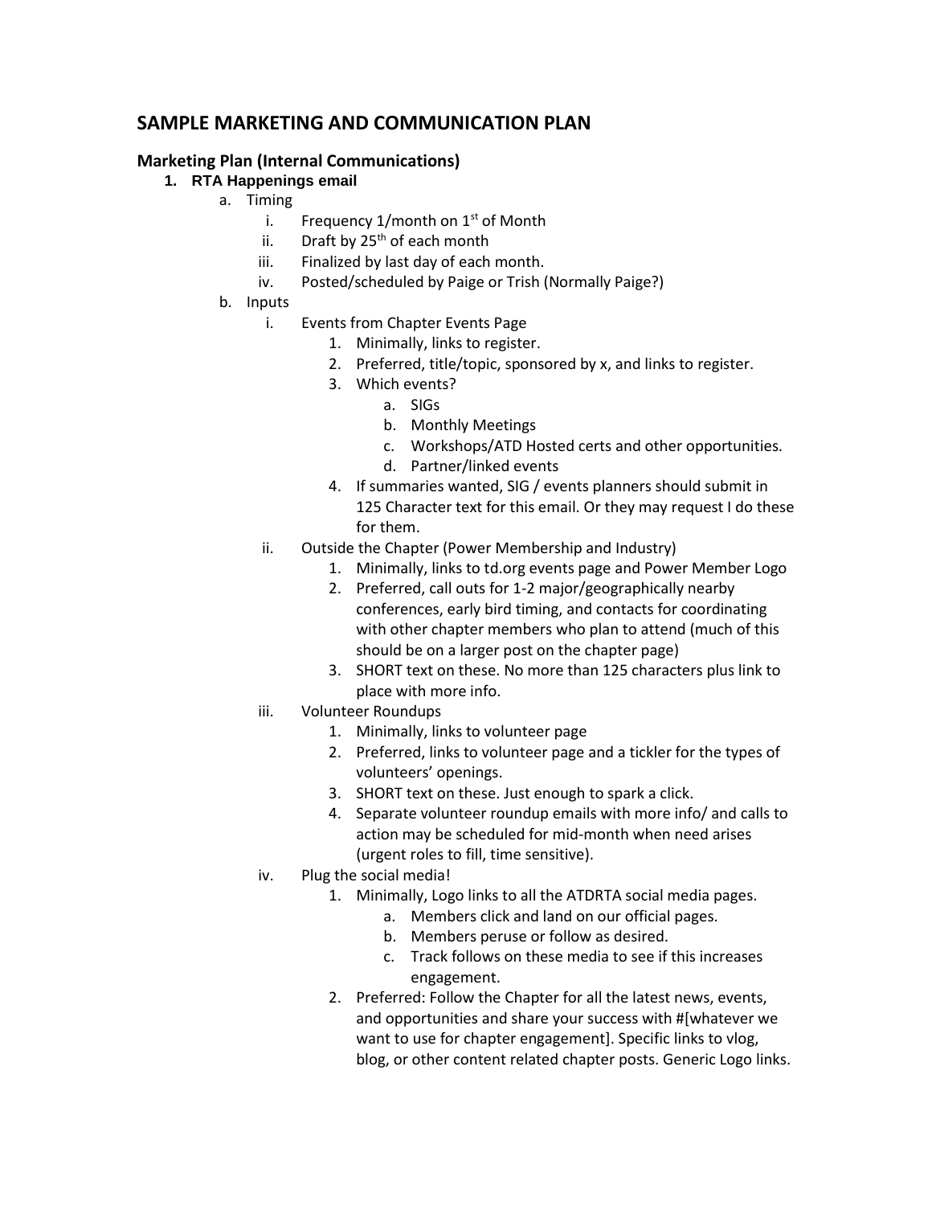# SAMPLE MARKETING AND COMMUNICATION PLAN

## Marketing Plan (Internal Communications)

1. **RTA Happenings email**
    a. Timing
        i. Frequency 1/month on 1st of Month
        ii. Draft by 25th of each month
        iii. Finalized by last day of each month.
        iv. Posted/scheduled by Paige or Trish (Normally Paige?)
    b. Inputs
        i. Events from Chapter Events Page
            1. Minimally, links to register.
            2. Preferred, title/topic, sponsored by x, and links to register.
            3. Which events?
                a. SIGs
                b. Monthly Meetings
                c. Workshops/ATD Hosted certs and other opportunities.
                d. Partner/linked events
            4. If summaries wanted, SIG / events planners should submit in 125 Character text for this email. Or they may request I do these for them.
        ii. Outside the Chapter (Power Membership and Industry)
            1. Minimally, links to td.org events page and Power Member Logo
            2. Preferred, call outs for 1-2 major/geographically nearby conferences, early bird timing, and contacts for coordinating with other chapter members who plan to attend (much of this should be on a larger post on the chapter page)
            3. SHORT text on these. No more than 125 characters plus link to place with more info.
        iii. Volunteer Roundups
            1. Minimally, links to volunteer page
            2. Preferred, links to volunteer page and a tickler for the types of volunteers' openings.
            3. SHORT text on these. Just enough to spark a click.
            4. Separate volunteer roundup emails with more info/ and calls to action may be scheduled for mid-month when need arises (urgent roles to fill, time sensitive).
        iv. Plug the social media!
            1. Minimally, Logo links to all the ATDRTA social media pages.
                a. Members click and land on our official pages.
                b. Members peruse or follow as desired.
                c. Track follows on these media to see if this increases engagement.
            2. Preferred: Follow the Chapter for all the latest news, events, and opportunities and share your success with #[whatever we want to use for chapter engagement]. Specific links to vlog, blog, or other content related chapter posts. Generic Logo links.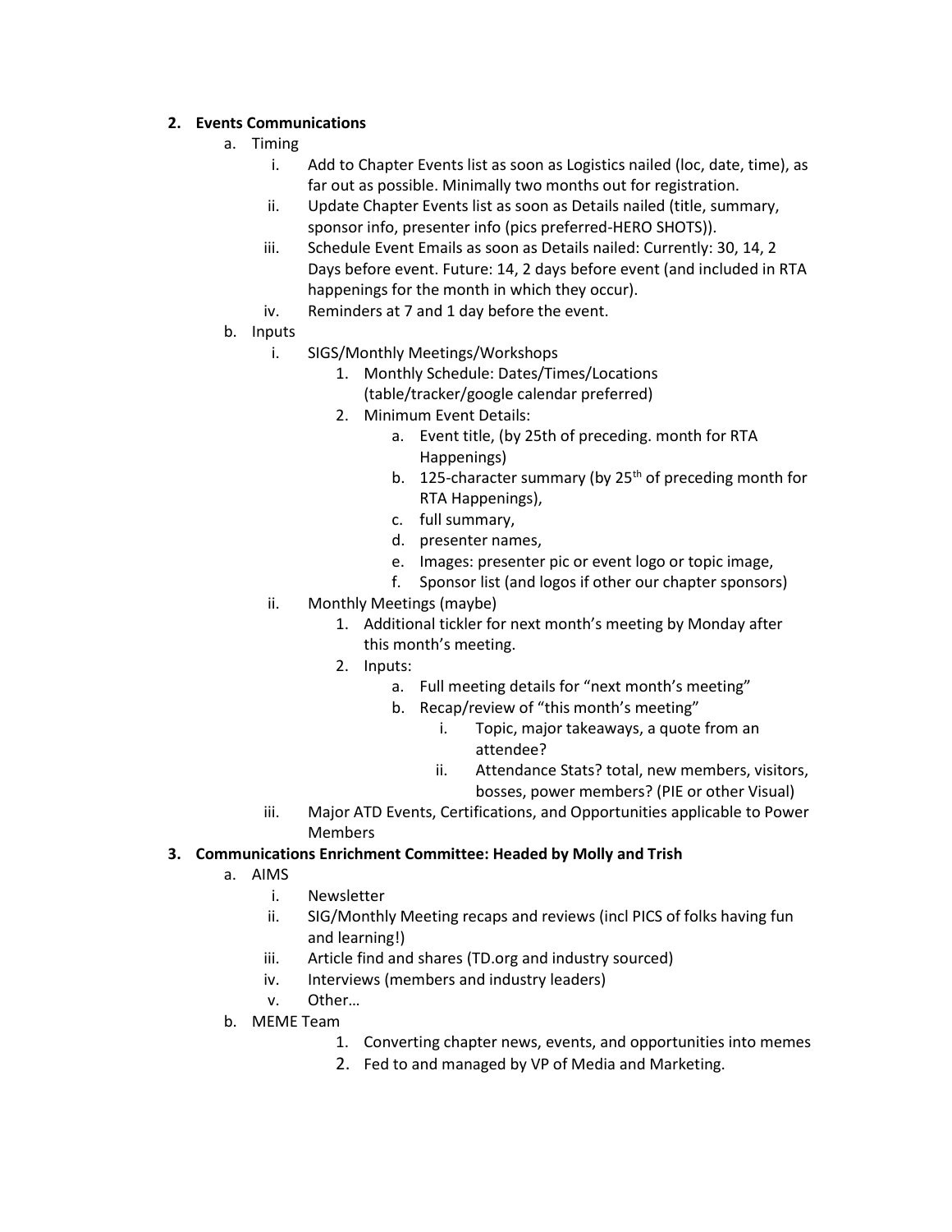2. **Events Communications**
    a. Timing
        i. Add to Chapter Events list as soon as Logistics nailed (loc, date, time), as far out as possible. Minimally two months out for registration.
        ii. Update Chapter Events list as soon as Details nailed (title, summary, sponsor info, presenter info (pics preferred-HERO SHOTS)).
        iii. Schedule Event Emails as soon as Details nailed: Currently: 30, 14, 2 Days before event. Future: 14, 2 days before event (and included in RTA happenings for the month in which they occur).
        iv. Reminders at 7 and 1 day before the event.
    b. Inputs
        i. SIGS/Monthly Meetings/Workshops
            1. Monthly Schedule: Dates/Times/Locations (table/tracker/google calendar preferred)
            2. Minimum Event Details:
                a. Event title, (by 25th of preceding. month for RTA Happenings)
                b. 125-character summary (by 25th of preceding month for RTA Happenings),
                c. full summary,
                d. presenter names,
                e. Images: presenter pic or event logo or topic image,
                f. Sponsor list (and logos if other our chapter sponsors)
        ii. Monthly Meetings (maybe)
            1. Additional tickler for next month's meeting by Monday after this month's meeting.
            2. Inputs:
                a. Full meeting details for "next month's meeting"
                b. Recap/review of "this month's meeting"
                    i. Topic, major takeaways, a quote from an attendee?
                    ii. Attendance Stats? total, new members, visitors, bosses, power members? (PIE or other Visual)
        iii. Major ATD Events, Certifications, and Opportunities applicable to Power Members
3. **Communications Enrichment Committee: Headed by Molly and Trish**
    a. AIMS
        i. Newsletter
        ii. SIG/Monthly Meeting recaps and reviews (incl PICS of folks having fun and learning!)
        iii. Article find and shares (TD.org and industry sourced)
        iv. Interviews (members and industry leaders)
        v. Other…
    b. MEME Team
        1. Converting chapter news, events, and opportunities into memes
        2. Fed to and managed by VP of Media and Marketing.